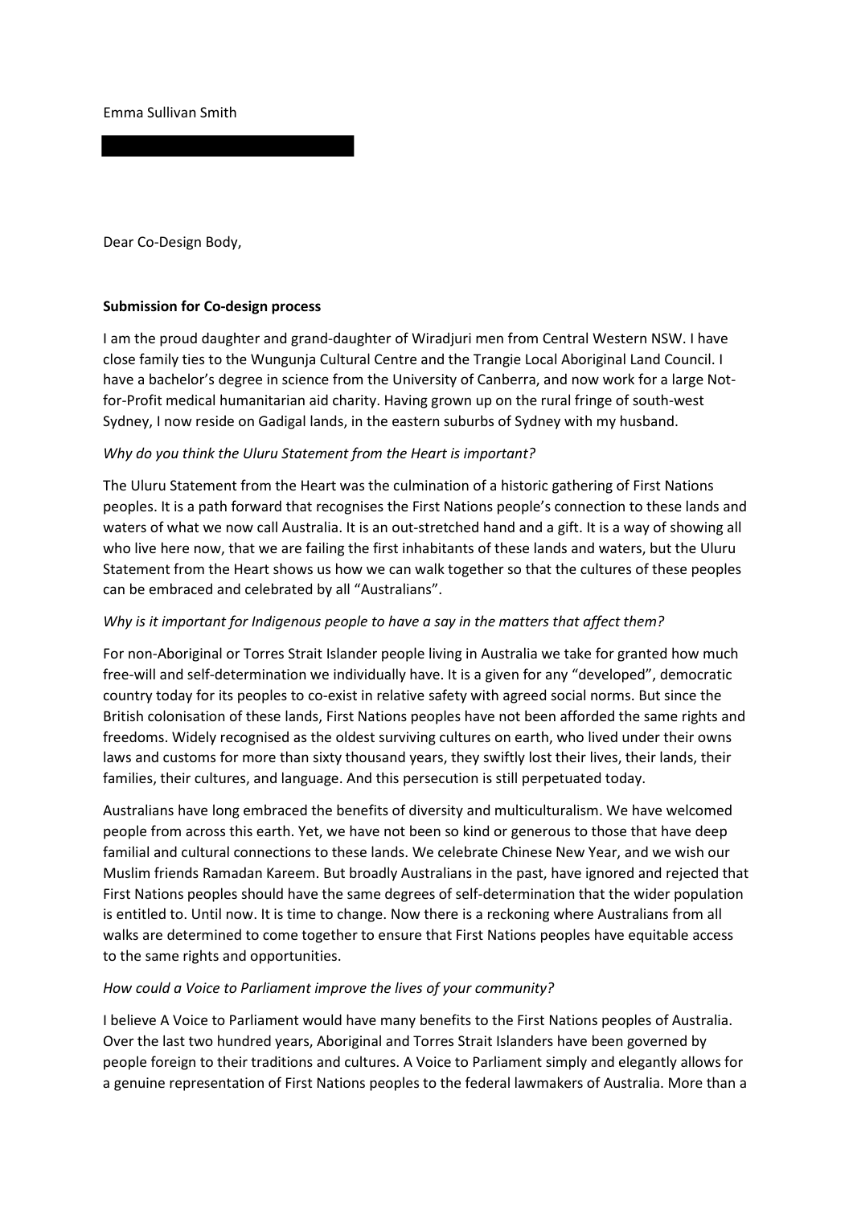Emma Sullivan Smith

Dear Co-Design Body,

**Submission for Co-design process**

I am the proud daughter and grand-daughter of Wiradjuri men from Central Western NSW. I have close family ties to the Wungunja Cultural Centre and the Trangie Local Aboriginal Land Council. I have a bachelor's degree in science from the University of Canberra, and now work for a large Not-for-Profit medical humanitarian aid charity. Having grown up on the rural fringe of south-west Sydney, I now reside on Gadigal lands, in the eastern suburbs of Sydney with my husband.

*Why do you think the Uluru Statement from the Heart is important?*

The Uluru Statement from the Heart was the culmination of a historic gathering of First Nations peoples. It is a path forward that recognises the First Nations people's connection to these lands and waters of what we now call Australia. It is an out-stretched hand and a gift. It is a way of showing all who live here now, that we are failing the first inhabitants of these lands and waters, but the Uluru Statement from the Heart shows us how we can walk together so that the cultures of these peoples can be embraced and celebrated by all "Australians".

*Why is it important for Indigenous people to have a say in the matters that affect them?*

For non-Aboriginal or Torres Strait Islander people living in Australia we take for granted how much free-will and self-determination we individually have. It is a given for any "developed", democratic country today for its peoples to co-exist in relative safety with agreed social norms. But since the British colonisation of these lands, First Nations peoples have not been afforded the same rights and freedoms. Widely recognised as the oldest surviving cultures on earth, who lived under their owns laws and customs for more than sixty thousand years, they swiftly lost their lives, their lands, their families, their cultures, and language. And this persecution is still perpetuated today.

Australians have long embraced the benefits of diversity and multiculturalism. We have welcomed people from across this earth. Yet, we have not been so kind or generous to those that have deep familial and cultural connections to these lands. We celebrate Chinese New Year, and we wish our Muslim friends Ramadan Kareem. But broadly Australians in the past, have ignored and rejected that First Nations peoples should have the same degrees of self-determination that the wider population is entitled to. Until now. It is time to change. Now there is a reckoning where Australians from all walks are determined to come together to ensure that First Nations peoples have equitable access to the same rights and opportunities.

*How could a Voice to Parliament improve the lives of your community?*

I believe A Voice to Parliament would have many benefits to the First Nations peoples of Australia. Over the last two hundred years, Aboriginal and Torres Strait Islanders have been governed by people foreign to their traditions and cultures. A Voice to Parliament simply and elegantly allows for a genuine representation of First Nations peoples to the federal lawmakers of Australia. More than a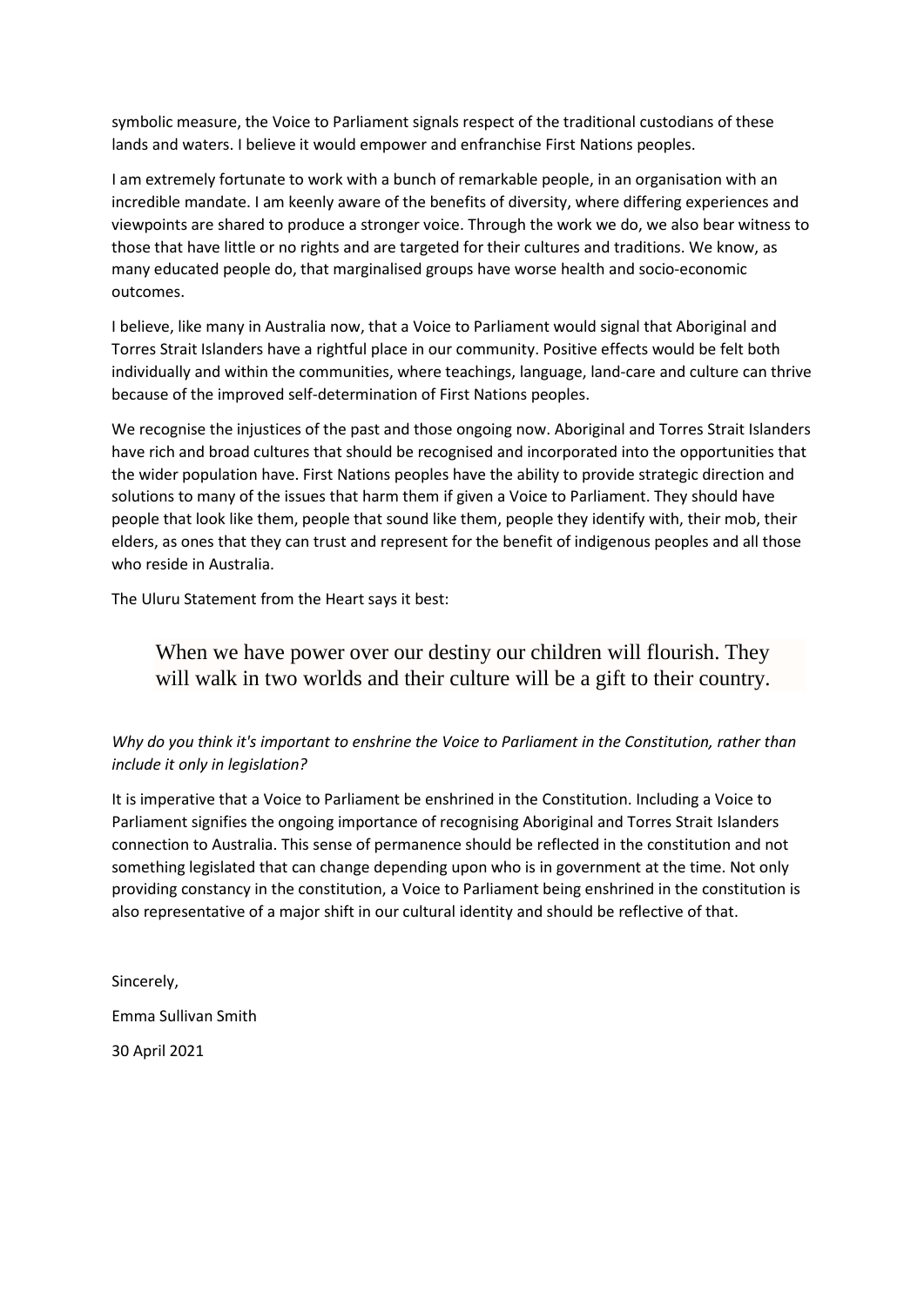symbolic measure, the Voice to Parliament signals respect of the traditional custodians of these lands and waters. I believe it would empower and enfranchise First Nations peoples.

I am extremely fortunate to work with a bunch of remarkable people, in an organisation with an incredible mandate. I am keenly aware of the benefits of diversity, where differing experiences and viewpoints are shared to produce a stronger voice. Through the work we do, we also bear witness to those that have little or no rights and are targeted for their cultures and traditions. We know, as many educated people do, that marginalised groups have worse health and socio-economic outcomes.

I believe, like many in Australia now, that a Voice to Parliament would signal that Aboriginal and Torres Strait Islanders have a rightful place in our community. Positive effects would be felt both individually and within the communities, where teachings, language, land-care and culture can thrive because of the improved self-determination of First Nations peoples.

We recognise the injustices of the past and those ongoing now. Aboriginal and Torres Strait Islanders have rich and broad cultures that should be recognised and incorporated into the opportunities that the wider population have. First Nations peoples have the ability to provide strategic direction and solutions to many of the issues that harm them if given a Voice to Parliament. They should have people that look like them, people that sound like them, people they identify with, their mob, their elders, as ones that they can trust and represent for the benefit of indigenous peoples and all those who reside in Australia.

The Uluru Statement from the Heart says it best:

> When we have power over our destiny our children will flourish. They will walk in two worlds and their culture will be a gift to their country.

*Why do you think it's important to enshrine the Voice to Parliament in the Constitution, rather than include it only in legislation?*

It is imperative that a Voice to Parliament be enshrined in the Constitution. Including a Voice to Parliament signifies the ongoing importance of recognising Aboriginal and Torres Strait Islanders connection to Australia. This sense of permanence should be reflected in the constitution and not something legislated that can change depending upon who is in government at the time. Not only providing constancy in the constitution, a Voice to Parliament being enshrined in the constitution is also representative of a major shift in our cultural identity and should be reflective of that.

Sincerely,

Emma Sullivan Smith

30 April 2021